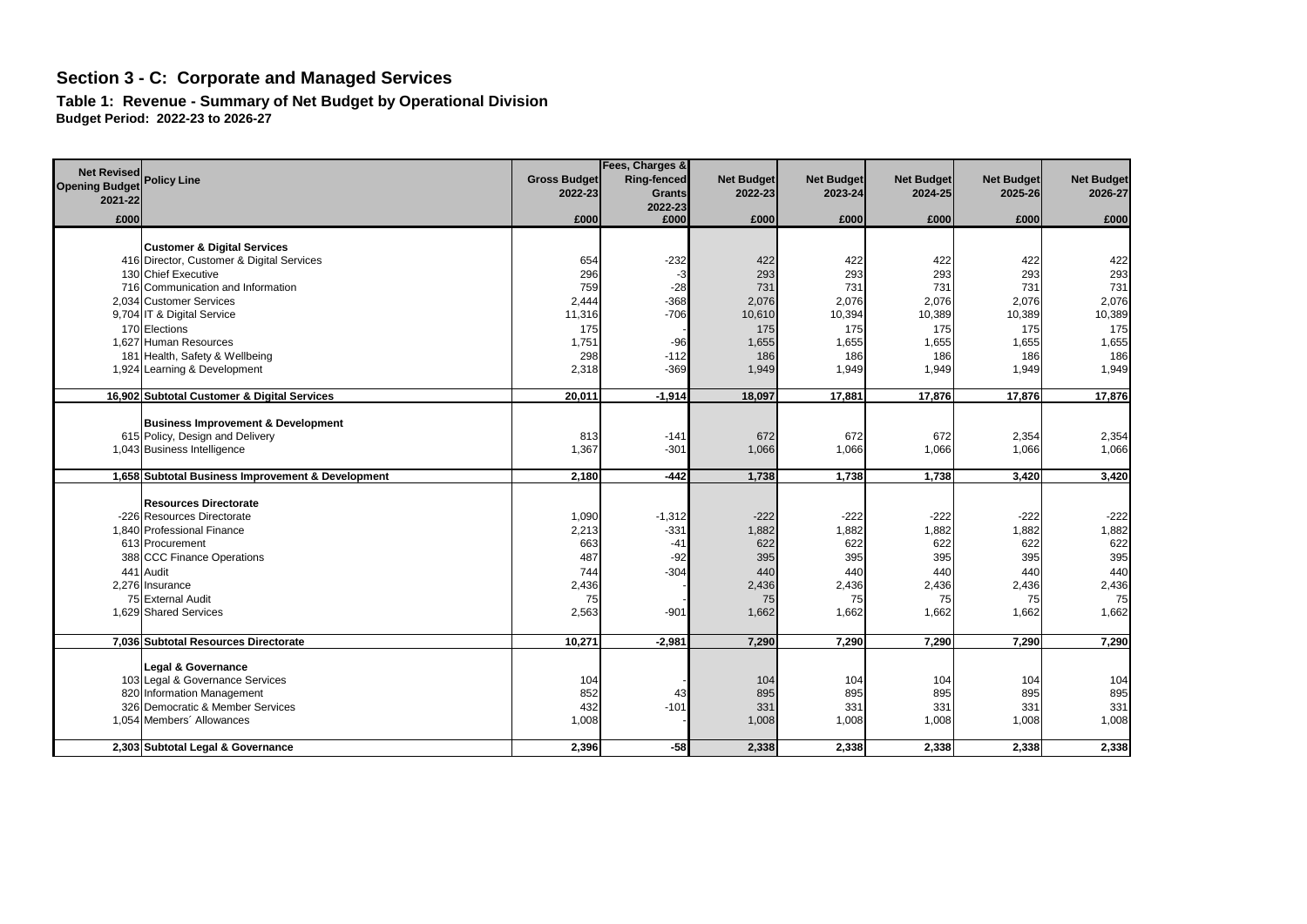# Section 3 - C: Corporate and Managed Services

## Table 1: Revenue - Summary of Net Budget by Operational Division

**Budget Period: 2022-23 to 2026-27**

| Net Revised Opening Budget 2021-22 | Policy Line | Gross Budget 2022-23 | Fees, Charges & Ring-fenced Grants 2022-23 | Net Budget 2022-23 | Net Budget 2023-24 | Net Budget 2024-25 | Net Budget 2025-26 | Net Budget 2026-27 |
|---|---|---|---|---|---|---|---|---|
| £000 | | £000 | £000 | £000 | £000 | £000 | £000 | £000 |
| | **Customer & Digital Services** | | | | | | | |
| 416 | Director, Customer & Digital Services | 654 | -232 | 422 | 422 | 422 | 422 | 422 |
| 130 | Chief Executive | 296 | -3 | 293 | 293 | 293 | 293 | 293 |
| 716 | Communication and Information | 759 | -28 | 731 | 731 | 731 | 731 | 731 |
| 2,034 | Customer Services | 2,444 | -368 | 2,076 | 2,076 | 2,076 | 2,076 | 2,076 |
| 9,704 | IT & Digital Service | 11,316 | -706 | 10,610 | 10,394 | 10,389 | 10,389 | 10,389 |
| 170 | Elections | 175 | - | 175 | 175 | 175 | 175 | 175 |
| 1,627 | Human Resources | 1,751 | -96 | 1,655 | 1,655 | 1,655 | 1,655 | 1,655 |
| 181 | Health, Safety & Wellbeing | 298 | -112 | 186 | 186 | 186 | 186 | 186 |
| 1,924 | Learning & Development | 2,318 | -369 | 1,949 | 1,949 | 1,949 | 1,949 | 1,949 |
| **16,902** | **Subtotal Customer & Digital Services** | **20,011** | **-1,914** | **18,097** | **17,881** | **17,876** | **17,876** | **17,876** |
| | **Business Improvement & Development** | | | | | | | |
| 615 | Policy, Design and Delivery | 813 | -141 | 672 | 672 | 672 | 2,354 | 2,354 |
| 1,043 | Business Intelligence | 1,367 | -301 | 1,066 | 1,066 | 1,066 | 1,066 | 1,066 |
| **1,658** | **Subtotal Business Improvement & Development** | **2,180** | **-442** | **1,738** | **1,738** | **1,738** | **3,420** | **3,420** |
| | **Resources Directorate** | | | | | | | |
| -226 | Resources Directorate | 1,090 | -1,312 | -222 | -222 | -222 | -222 | -222 |
| 1,840 | Professional Finance | 2,213 | -331 | 1,882 | 1,882 | 1,882 | 1,882 | 1,882 |
| 613 | Procurement | 663 | -41 | 622 | 622 | 622 | 622 | 622 |
| 388 | CCC Finance Operations | 487 | -92 | 395 | 395 | 395 | 395 | 395 |
| 441 | Audit | 744 | -304 | 440 | 440 | 440 | 440 | 440 |
| 2,276 | Insurance | 2,436 | - | 2,436 | 2,436 | 2,436 | 2,436 | 2,436 |
| 75 | External Audit | 75 | - | 75 | 75 | 75 | 75 | 75 |
| 1,629 | Shared Services | 2,563 | -901 | 1,662 | 1,662 | 1,662 | 1,662 | 1,662 |
| **7,036** | **Subtotal Resources Directorate** | **10,271** | **-2,981** | **7,290** | **7,290** | **7,290** | **7,290** | **7,290** |
| | **Legal & Governance** | | | | | | | |
| 103 | Legal & Governance Services | 104 | - | 104 | 104 | 104 | 104 | 104 |
| 820 | Information Management | 852 | 43 | 895 | 895 | 895 | 895 | 895 |
| 326 | Democratic & Member Services | 432 | -101 | 331 | 331 | 331 | 331 | 331 |
| 1,054 | Members´ Allowances | 1,008 | - | 1,008 | 1,008 | 1,008 | 1,008 | 1,008 |
| **2,303** | **Subtotal Legal & Governance** | **2,396** | **-58** | **2,338** | **2,338** | **2,338** | **2,338** | **2,338** |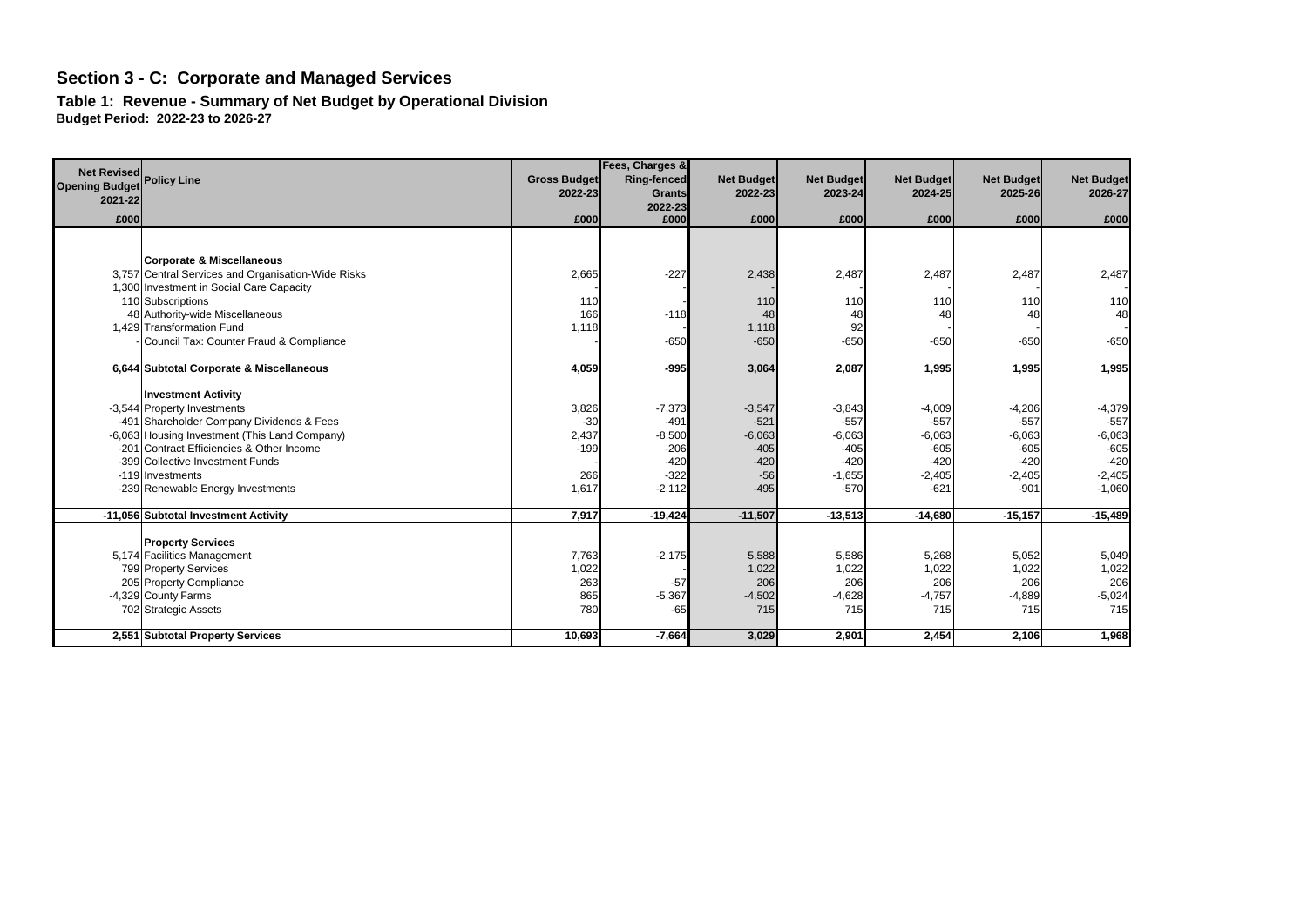## Section 3 - C: Corporate and Managed Services

### Table 1: Revenue - Summary of Net Budget by Operational Division

**Budget Period: 2022-23 to 2026-27**

| Net Revised Opening Budget 2021-22 | Policy Line | Gross Budget 2022-23 | Fees, Charges & Ring-fenced Grants 2022-23 | Net Budget 2022-23 | Net Budget 2023-24 | Net Budget 2024-25 | Net Budget 2025-26 | Net Budget 2026-27 |
|---|---|---|---|---|---|---|---|---|
| £000 | | £000 | £000 | £000 | £000 | £000 | £000 | £000 |
| | **Corporate & Miscellaneous** | | | | | | | |
| 3,757 | Central Services and Organisation-Wide Risks | 2,665 | -227 | 2,438 | 2,487 | 2,487 | 2,487 | 2,487 |
| 1,300 | Investment in Social Care Capacity | - | - | - | - | - | - | - |
| 110 | Subscriptions | 110 | - | 110 | 110 | 110 | 110 | 110 |
| 48 | Authority-wide Miscellaneous | 166 | -118 | 48 | 48 | 48 | 48 | 48 |
| 1,429 | Transformation Fund | 1,118 | - | 1,118 | 92 | - | - | - |
| - | Council Tax: Counter Fraud & Compliance | - | -650 | -650 | -650 | -650 | -650 | -650 |
| **6,644** | **Subtotal Corporate & Miscellaneous** | **4,059** | **-995** | **3,064** | **2,087** | **1,995** | **1,995** | **1,995** |
| | **Investment Activity** | | | | | | | |
| -3,544 | Property Investments | 3,826 | -7,373 | -3,547 | -3,843 | -4,009 | -4,206 | -4,379 |
| -491 | Shareholder Company Dividends & Fees | -30 | -491 | -521 | -557 | -557 | -557 | -557 |
| -6,063 | Housing Investment (This Land Company) | 2,437 | -8,500 | -6,063 | -6,063 | -6,063 | -6,063 | -6,063 |
| -201 | Contract Efficiencies & Other Income | -199 | -206 | -405 | -405 | -605 | -605 | -605 |
| -399 | Collective Investment Funds | - | -420 | -420 | -420 | -420 | -420 | -420 |
| -119 | Investments | 266 | -322 | -56 | -1,655 | -2,405 | -2,405 | -2,405 |
| -239 | Renewable Energy Investments | 1,617 | -2,112 | -495 | -570 | -621 | -901 | -1,060 |
| **-11,056** | **Subtotal Investment Activity** | **7,917** | **-19,424** | **-11,507** | **-13,513** | **-14,680** | **-15,157** | **-15,489** |
| | **Property Services** | | | | | | | |
| 5,174 | Facilities Management | 7,763 | -2,175 | 5,588 | 5,586 | 5,268 | 5,052 | 5,049 |
| 799 | Property Services | 1,022 | - | 1,022 | 1,022 | 1,022 | 1,022 | 1,022 |
| 205 | Property Compliance | 263 | -57 | 206 | 206 | 206 | 206 | 206 |
| -4,329 | County Farms | 865 | -5,367 | -4,502 | -4,628 | -4,757 | -4,889 | -5,024 |
| 702 | Strategic Assets | 780 | -65 | 715 | 715 | 715 | 715 | 715 |
| **2,551** | **Subtotal Property Services** | **10,693** | **-7,664** | **3,029** | **2,901** | **2,454** | **2,106** | **1,968** |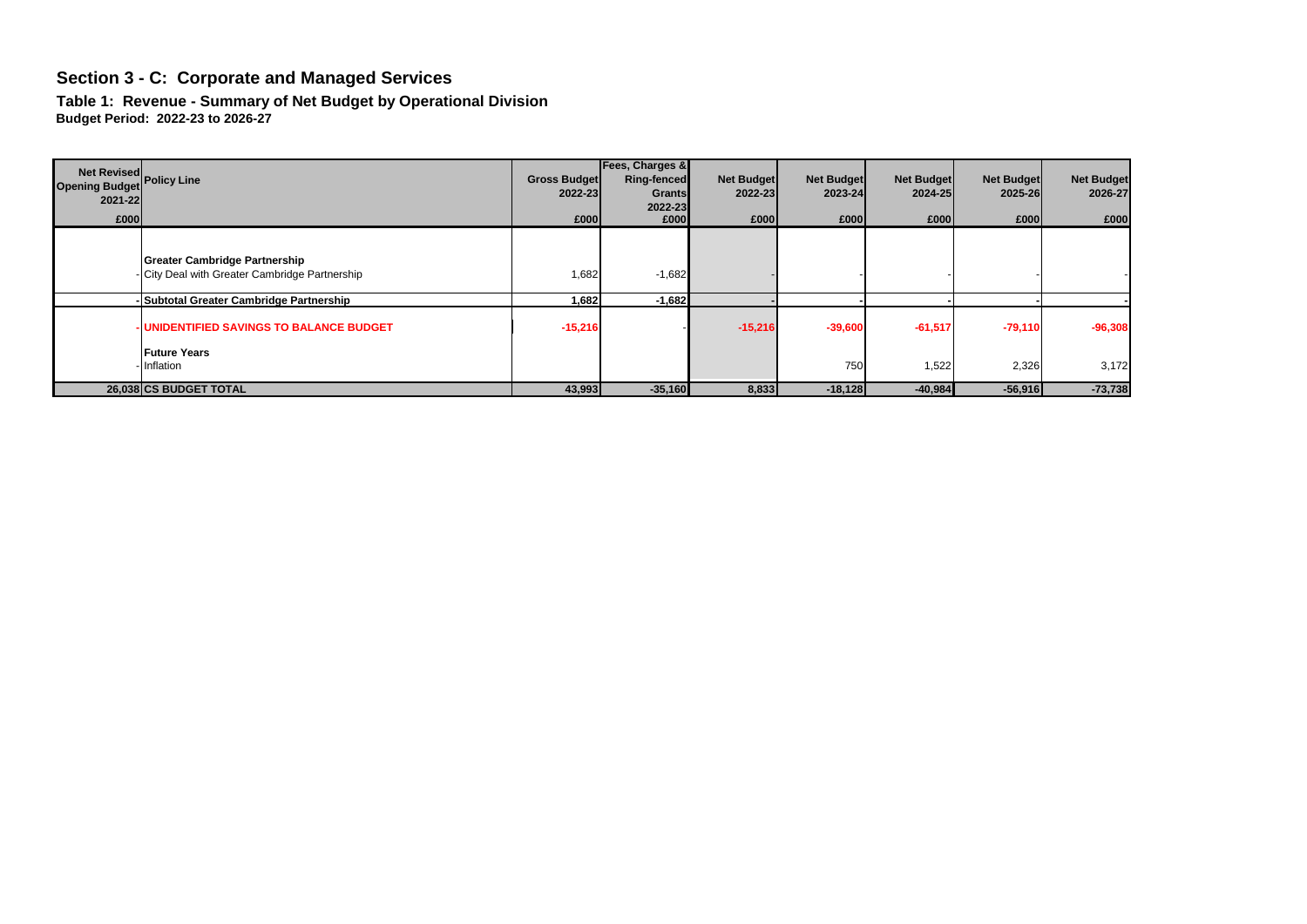## Section 3 - C: Corporate and Managed Services

### Table 1: Revenue - Summary of Net Budget by Operational Division

**Budget Period: 2022-23 to 2026-27**

| Net Revised Opening Budget 2021-22 £000 | Policy Line | Gross Budget 2022-23 £000 | Fees, Charges & Ring-fenced Grants 2022-23 £000 | Net Budget 2022-23 £000 | Net Budget 2023-24 £000 | Net Budget 2024-25 £000 | Net Budget 2025-26 £000 | Net Budget 2026-27 £000 |
|---|---|---|---|---|---|---|---|---|
| | **Greater Cambridge Partnership** | | | | | | | |
| - | City Deal with Greater Cambridge Partnership | 1,682 | -1,682 | - | - | - | - | - |
| - | **Subtotal Greater Cambridge Partnership** | **1,682** | **-1,682** | **-** | **-** | **-** | **-** | **-** |
| - | **UNIDENTIFIED SAVINGS TO BALANCE BUDGET** | **-15,216** | - | **-15,216** | **-39,600** | **-61,517** | **-79,110** | **-96,308** |
| | **Future Years** | | | | | | | |
| - | Inflation | | | | 750 | 1,522 | 2,326 | 3,172 |
| **26,038** | **CS BUDGET TOTAL** | **43,993** | **-35,160** | **8,833** | **-18,128** | **-40,984** | **-56,916** | **-73,738** |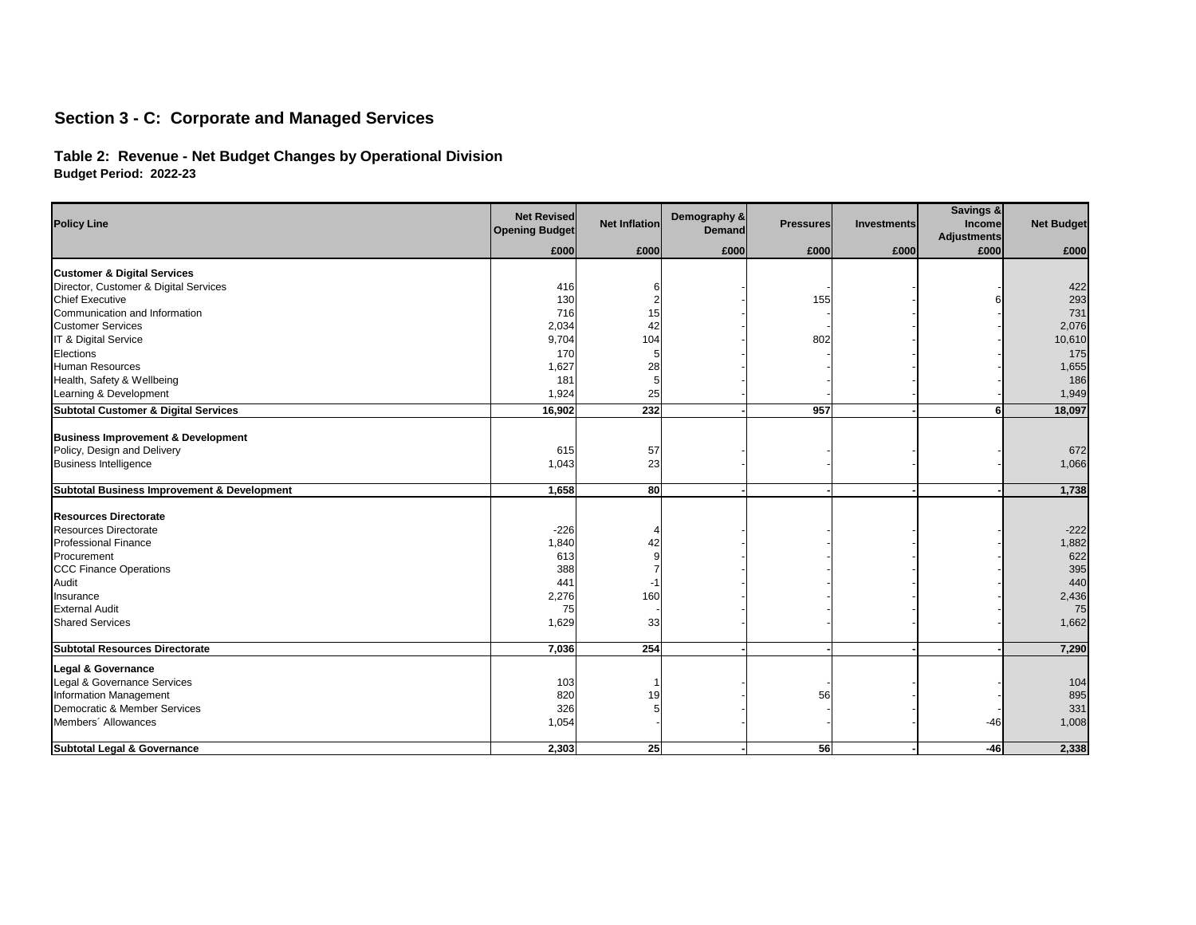## Section 3 - C: Corporate and Managed Services

### Table 2: Revenue - Net Budget Changes by Operational Division

**Budget Period: 2022-23**

| Policy Line | Net Revised Opening Budget | Net Inflation | Demography & Demand | Pressures | Investments | Savings & Income Adjustments | Net Budget |
|---|---|---|---|---|---|---|---|
| | £000 | £000 | £000 | £000 | £000 | £000 | £000 |
| **Customer & Digital Services** | | | | | | | |
| Director, Customer & Digital Services | 416 | 6 | - | - | - | - | 422 |
| Chief Executive | 130 | 2 | - | 155 | - | 6 | 293 |
| Communication and Information | 716 | 15 | - | - | - | - | 731 |
| Customer Services | 2,034 | 42 | - | - | - | - | 2,076 |
| IT & Digital Service | 9,704 | 104 | - | 802 | - | - | 10,610 |
| Elections | 170 | 5 | - | - | - | - | 175 |
| Human Resources | 1,627 | 28 | - | - | - | - | 1,655 |
| Health, Safety & Wellbeing | 181 | 5 | - | - | - | - | 186 |
| Learning & Development | 1,924 | 25 | - | - | - | - | 1,949 |
| **Subtotal Customer & Digital Services** | **16,902** | **232** | **-** | **957** | **-** | **6** | **18,097** |
| **Business Improvement & Development** | | | | | | | |
| Policy, Design and Delivery | 615 | 57 | - | - | - | - | 672 |
| Business Intelligence | 1,043 | 23 | - | - | - | - | 1,066 |
| **Subtotal Business Improvement & Development** | **1,658** | **80** | **-** | **-** | **-** | **-** | **1,738** |
| **Resources Directorate** | | | | | | | |
| Resources Directorate | -226 | 4 | - | - | - | - | -222 |
| Professional Finance | 1,840 | 42 | - | - | - | - | 1,882 |
| Procurement | 613 | 9 | - | - | - | - | 622 |
| CCC Finance Operations | 388 | 7 | - | - | - | - | 395 |
| Audit | 441 | -1 | - | - | - | - | 440 |
| Insurance | 2,276 | 160 | - | - | - | - | 2,436 |
| External Audit | 75 | - | - | - | - | - | 75 |
| Shared Services | 1,629 | 33 | - | - | - | - | 1,662 |
| **Subtotal Resources Directorate** | **7,036** | **254** | **-** | **-** | **-** | **-** | **7,290** |
| **Legal & Governance** | | | | | | | |
| Legal & Governance Services | 103 | 1 | - | - | - | - | 104 |
| Information Management | 820 | 19 | - | 56 | - | - | 895 |
| Democratic & Member Services | 326 | 5 | - | - | - | - | 331 |
| Members´ Allowances | 1,054 | - | - | - | - | -46 | 1,008 |
| **Subtotal Legal & Governance** | **2,303** | **25** | **-** | **56** | **-** | **-46** | **2,338** |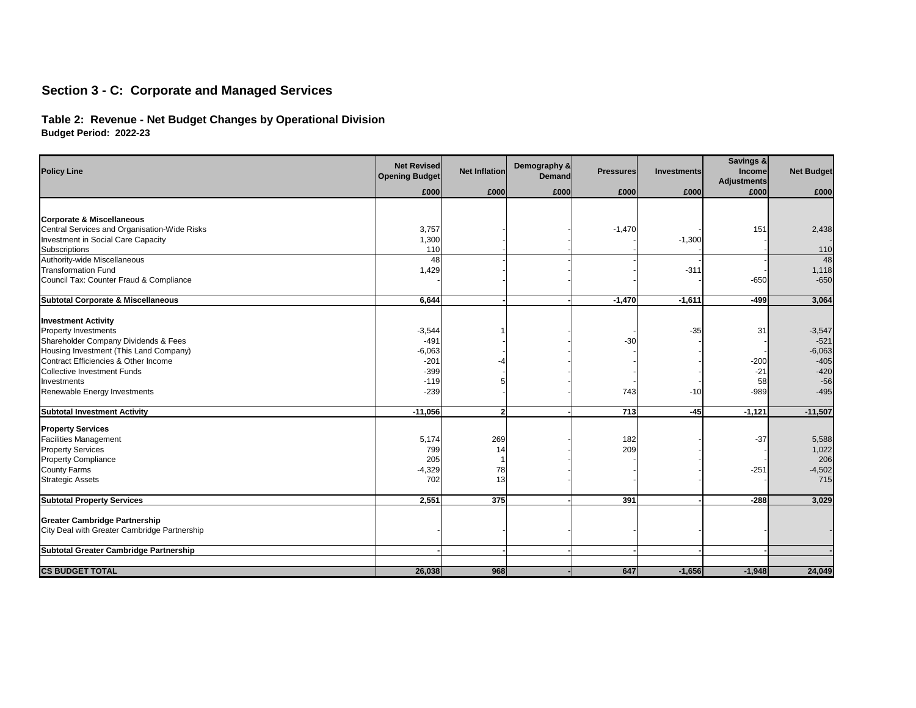## Section 3 - C: Corporate and Managed Services

### Table 2: Revenue - Net Budget Changes by Operational Division

**Budget Period: 2022-23**

| Policy Line | Net Revised Opening Budget | Net Inflation | Demography & Demand | Pressures | Investments | Savings & Income Adjustments | Net Budget |
|---|---|---|---|---|---|---|---|
| | £000 | £000 | £000 | £000 | £000 | £000 | £000 |
| **Corporate & Miscellaneous** | | | | | | | |
| Central Services and Organisation-Wide Risks | 3,757 | - | - | -1,470 | - | 151 | 2,438 |
| Investment in Social Care Capacity | 1,300 | - | - | - | -1,300 | - | - |
| Subscriptions | 110 | - | - | - | - | - | 110 |
| Authority-wide Miscellaneous | 48 | - | - | - | - | - | 48 |
| Transformation Fund | 1,429 | - | - | - | -311 | - | 1,118 |
| Council Tax: Counter Fraud & Compliance | - | - | - | - | - | -650 | -650 |
| **Subtotal Corporate & Miscellaneous** | **6,644** | **-** | **-** | **-1,470** | **-1,611** | **-499** | **3,064** |
| **Investment Activity** | | | | | | | |
| Property Investments | -3,544 | 1 | - | - | -35 | 31 | -3,547 |
| Shareholder Company Dividends & Fees | -491 | - | - | -30 | - | - | -521 |
| Housing Investment (This Land Company) | -6,063 | - | - | - | - | - | -6,063 |
| Contract Efficiencies & Other Income | -201 | -4 | - | - | - | -200 | -405 |
| Collective Investment Funds | -399 | - | - | - | - | -21 | -420 |
| Investments | -119 | 5 | - | - | - | 58 | -56 |
| Renewable Energy Investments | -239 | - | - | 743 | -10 | -989 | -495 |
| **Subtotal Investment Activity** | **-11,056** | **2** | **-** | **713** | **-45** | **-1,121** | **-11,507** |
| **Property Services** | | | | | | | |
| Facilities Management | 5,174 | 269 | - | 182 | - | -37 | 5,588 |
| Property Services | 799 | 14 | - | 209 | - | - | 1,022 |
| Property Compliance | 205 | 1 | - | - | - | - | 206 |
| County Farms | -4,329 | 78 | - | - | - | -251 | -4,502 |
| Strategic Assets | 702 | 13 | - | - | - | - | 715 |
| **Subtotal Property Services** | **2,551** | **375** | **-** | **391** | **-** | **-288** | **3,029** |
| **Greater Cambridge Partnership** | | | | | | | |
| City Deal with Greater Cambridge Partnership | - | - | - | - | - | - | - |
| **Subtotal Greater Cambridge Partnership** | **-** | **-** | **-** | **-** | **-** | **-** | **-** |
| **CS BUDGET TOTAL** | **26,038** | **968** | **-** | **647** | **-1,656** | **-1,948** | **24,049** |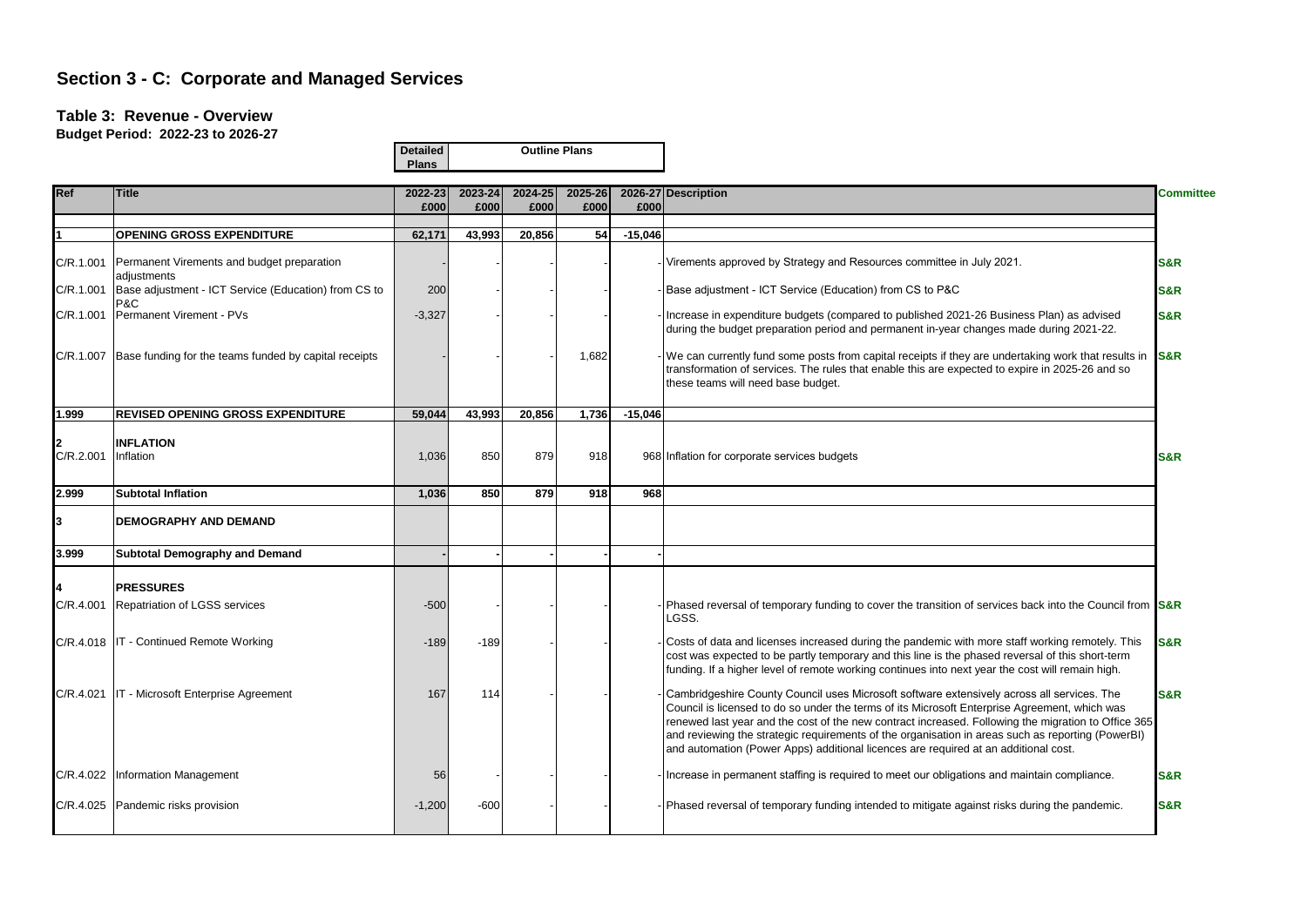# Section 3 - C: Corporate and Managed Services

## Table 3: Revenue - Overview

**Budget Period: 2022-23 to 2026-27**

| Ref | Title | 2022-23 £000 (Detailed Plans) | 2023-24 £000 (Outline Plans) | 2024-25 £000 (Outline Plans) | 2025-26 £000 (Outline Plans) | 2026-27 £000 (Outline Plans) | Description | Committee |
|---|---|---|---|---|---|---|---|---|
| 1 | **OPENING GROSS EXPENDITURE** | 62,171 | 43,993 | 20,856 | 54 | -15,046 | | |
| C/R.1.001 | Permanent Virements and budget preparation adjustments | - | - | - | - | - | Virements approved by Strategy and Resources committee in July 2021. | S&R |
| C/R.1.001 | Base adjustment - ICT Service (Education) from CS to P&C | 200 | - | - | - | - | Base adjustment - ICT Service (Education) from CS to P&C | S&R |
| C/R.1.001 | Permanent Virement - PVs | -3,327 | - | - | - | - | Increase in expenditure budgets (compared to published 2021-26 Business Plan) as advised during the budget preparation period and permanent in-year changes made during 2021-22. | S&R |
| C/R.1.007 | Base funding for the teams funded by capital receipts | - | - | - | 1,682 | - | We can currently fund some posts from capital receipts if they are undertaking work that results in transformation of services. The rules that enable this are expected to expire in 2025-26 and so these teams will need base budget. | S&R |
| 1.999 | **REVISED OPENING GROSS EXPENDITURE** | 59,044 | 43,993 | 20,856 | 1,736 | -15,046 | | |
| 2 | **INFLATION** | | | | | | | |
| C/R.2.001 | Inflation | 1,036 | 850 | 879 | 918 | 968 | Inflation for corporate services budgets | S&R |
| 2.999 | **Subtotal Inflation** | 1,036 | 850 | 879 | 918 | 968 | | |
| 3 | **DEMOGRAPHY AND DEMAND** | | | | | | | |
| 3.999 | **Subtotal Demography and Demand** | - | - | - | - | - | | |
| 4 | **PRESSURES** | | | | | | | |
| C/R.4.001 | Repatriation of LGSS services | -500 | - | - | - | - | Phased reversal of temporary funding to cover the transition of services back into the Council from LGSS. | S&R |
| C/R.4.018 | IT - Continued Remote Working | -189 | -189 | - | - | - | Costs of data and licenses increased during the pandemic with more staff working remotely. This cost was expected to be partly temporary and this line is the phased reversal of this short-term funding. If a higher level of remote working continues into next year the cost will remain high. | S&R |
| C/R.4.021 | IT - Microsoft Enterprise Agreement | 167 | 114 | - | - | - | Cambridgeshire County Council uses Microsoft software extensively across all services. The Council is licensed to do so under the terms of its Microsoft Enterprise Agreement, which was renewed last year and the cost of the new contract increased. Following the migration to Office 365 and reviewing the strategic requirements of the organisation in areas such as reporting (PowerBI) and automation (Power Apps) additional licences are required at an additional cost. | S&R |
| C/R.4.022 | Information Management | 56 | - | - | - | - | Increase in permanent staffing is required to meet our obligations and maintain compliance. | S&R |
| C/R.4.025 | Pandemic risks provision | -1,200 | -600 | - | - | - | Phased reversal of temporary funding intended to mitigate against risks during the pandemic. | S&R |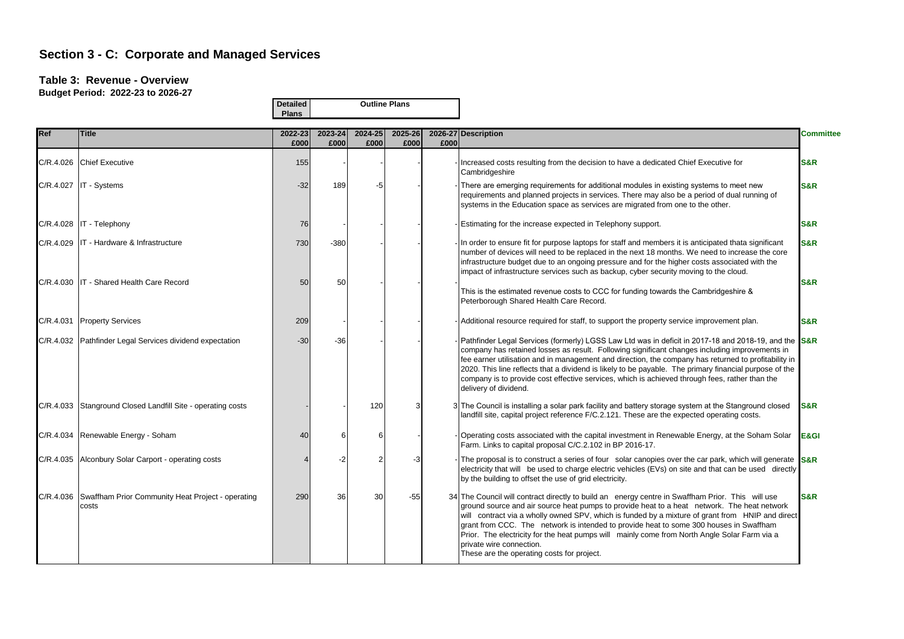## Section 3 - C: Corporate and Managed Services

### Table 3: Revenue - Overview

**Budget Period: 2022-23 to 2026-27**

| Ref | Title | Detailed Plans | Outline Plans | | | | Description | Committee |
|---|---|---|---|---|---|---|---|---|
| | | 2022-23 £000 | 2023-24 £000 | 2024-25 £000 | 2025-26 £000 | 2026-27 £000 | | |
| C/R.4.026 | Chief Executive | 155 | - | - | - | - | Increased costs resulting from the decision to have a dedicated Chief Executive for Cambridgeshire | S&R |
| C/R.4.027 | IT - Systems | -32 | 189 | -5 | - | - | There are emerging requirements for additional modules in existing systems to meet new requirements and planned projects in services. There may also be a period of dual running of systems in the Education space as services are migrated from one to the other. | S&R |
| C/R.4.028 | IT - Telephony | 76 | - | - | - | - | Estimating for the increase expected in Telephony support. | S&R |
| C/R.4.029 | IT - Hardware & Infrastructure | 730 | -380 | - | - | - | In order to ensure fit for purpose laptops for staff and members it is anticipated thata significant number of devices will need to be replaced in the next 18 months. We need to increase the core infrastructure budget due to an ongoing pressure and for the higher costs associated with the impact of infrastructure services such as backup, cyber security moving to the cloud. | S&R |
| C/R.4.030 | IT - Shared Health Care Record | 50 | 50 | - | - | - | This is the estimated revenue costs to CCC for funding towards the Cambridgeshire & Peterborough Shared Health Care Record. | S&R |
| C/R.4.031 | Property Services | 209 | - | - | - | - | Additional resource required for staff, to support the property service improvement plan. | S&R |
| C/R.4.032 | Pathfinder Legal Services dividend expectation | -30 | -36 | - | - | - | Pathfinder Legal Services (formerly) LGSS Law Ltd was in deficit in 2017-18 and 2018-19, and the company has retained losses as result. Following significant changes including improvements in fee earner utilisation and in management and direction, the company has returned to profitability in 2020. This line reflects that a dividend is likely to be payable. The primary financial purpose of the company is to provide cost effective services, which is achieved through fees, rather than the delivery of dividend. | S&R |
| C/R.4.033 | Stanground Closed Landfill Site - operating costs | - | - | 120 | 3 | 3 | The Council is installing a solar park facility and battery storage system at the Stanground closed landfill site, capital project reference F/C.2.121. These are the expected operating costs. | S&R |
| C/R.4.034 | Renewable Energy - Soham | 40 | 6 | 6 | - | - | Operating costs associated with the capital investment in Renewable Energy, at the Soham Solar Farm. Links to capital proposal C/C.2.102 in BP 2016-17. | E&GI |
| C/R.4.035 | Alconbury Solar Carport - operating costs | 4 | -2 | 2 | -3 | - | The proposal is to construct a series of four solar canopies over the car park, which will generate electricity that will be used to charge electric vehicles (EVs) on site and that can be used directly by the building to offset the use of grid electricity. | S&R |
| C/R.4.036 | Swaffham Prior Community Heat Project - operating costs | 290 | 36 | 30 | -55 | 34 | The Council will contract directly to build an energy centre in Swaffham Prior. This will use ground source and air source heat pumps to provide heat to a heat network. The heat network will contract via a wholly owned SPV, which is funded by a mixture of grant from HNIP and direct grant from CCC. The network is intended to provide heat to some 300 houses in Swaffham Prior. The electricity for the heat pumps will mainly come from North Angle Solar Farm via a private wire connection.<br>These are the operating costs for project. | S&R |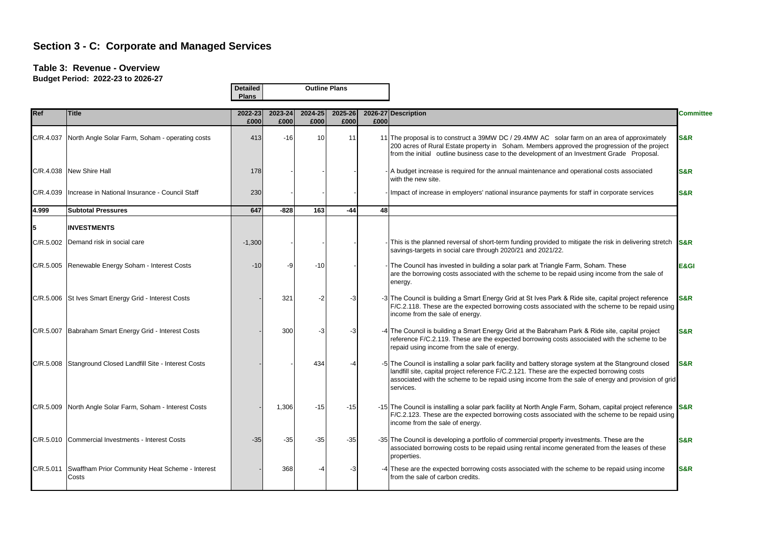# Section 3 - C:  Corporate and Managed Services

## Table 3:  Revenue - Overview

**Budget Period:  2022-23 to 2026-27**

| | | Detailed Plans | Outline Plans | | | | | |
|---|---|---|---|---|---|---|---|---|
| **Ref** | **Title** | **2022-23 £000** | **2023-24 £000** | **2024-25 £000** | **2025-26 £000** | **2026-27 £000** | **Description** | **Committee** |
| C/R.4.037 | North Angle Solar Farm, Soham - operating costs | 413 | -16 | 10 | 11 | 11 | The proposal is to construct a 39MW DC / 29.4MW AC solar farm on an area of approximately 200 acres of Rural Estate property in Soham. Members approved the progression of the project from the initial outline business case to the development of an Investment Grade Proposal. | S&R |
| C/R.4.038 | New Shire Hall | 178 | - | - | - | - | A budget increase is required for the annual maintenance and operational costs associated with the new site. | S&R |
| C/R.4.039 | Increase in National Insurance - Council Staff | 230 | - | - | - | - | Impact of increase in employers' national insurance payments for staff in corporate services | S&R |
| **4.999** | **Subtotal Pressures** | **647** | **-828** | **163** | **-44** | **48** | | |
| **5** | **INVESTMENTS** | | | | | | | |
| C/R.5.002 | Demand risk in social care | -1,300 | - | - | - | - | This is the planned reversal of short-term funding provided to mitigate the risk in delivering stretch savings-targets in social care through 2020/21 and 2021/22. | S&R |
| C/R.5.005 | Renewable Energy Soham - Interest Costs | -10 | -9 | -10 | - | - | The Council has invested in building a solar park at Triangle Farm, Soham. These are the borrowing costs associated with the scheme to be repaid using income from the sale of energy. | E&GI |
| C/R.5.006 | St Ives Smart Energy Grid - Interest Costs | - | 321 | -2 | -3 | -3 | The Council is building a Smart Energy Grid at St Ives Park & Ride site, capital project reference F/C.2.118. These are the expected borrowing costs associated with the scheme to be repaid using income from the sale of energy. | S&R |
| C/R.5.007 | Babraham Smart Energy Grid - Interest Costs | - | 300 | -3 | -3 | -4 | The Council is building a Smart Energy Grid at the Babraham Park & Ride site, capital project reference F/C.2.119. These are the expected borrowing costs associated with the scheme to be repaid using income from the sale of energy. | S&R |
| C/R.5.008 | Stanground Closed Landfill Site - Interest Costs | - | - | 434 | -4 | -5 | The Council is installing a solar park facility and battery storage system at the Stanground closed landfill site, capital project reference F/C.2.121. These are the expected borrowing costs associated with the scheme to be repaid using income from the sale of energy and provision of grid services. | S&R |
| C/R.5.009 | North Angle Solar Farm, Soham - Interest Costs | - | 1,306 | -15 | -15 | -15 | The Council is installing a solar park facility at North Angle Farm, Soham, capital project reference F/C.2.123. These are the expected borrowing costs associated with the scheme to be repaid using income from the sale of energy. | S&R |
| C/R.5.010 | Commercial Investments - Interest Costs | -35 | -35 | -35 | -35 | -35 | The Council is developing a portfolio of commercial property investments. These are the associated borrowing costs to be repaid using rental income generated from the leases of these properties. | S&R |
| C/R.5.011 | Swaffham Prior Community Heat Scheme - Interest Costs | - | 368 | -4 | -3 | -4 | These are the expected borrowing costs associated with the scheme to be repaid using income from the sale of carbon credits. | S&R |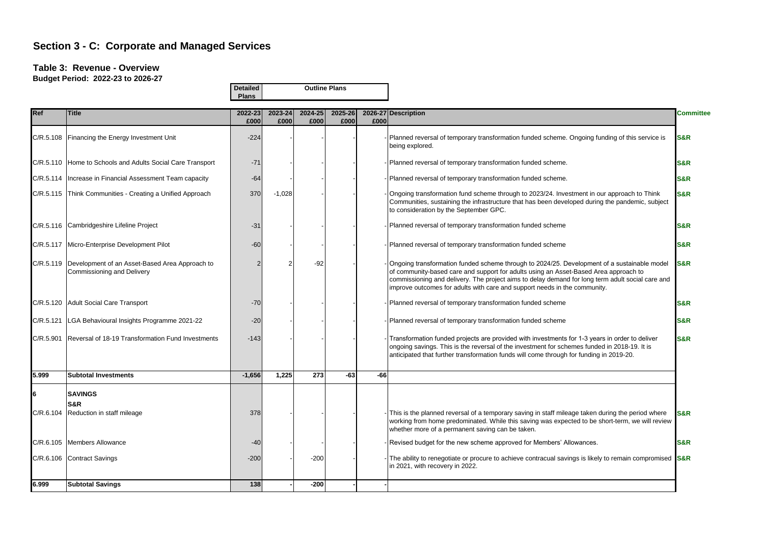## Section 3 - C: Corporate and Managed Services

### Table 3: Revenue - Overview

**Budget Period: 2022-23 to 2026-27**

| | | Detailed Plans | Outline Plans | | | | | |
|---|---|---|---|---|---|---|---|---|
| **Ref** | **Title** | **2022-23 £000** | **2023-24 £000** | **2024-25 £000** | **2025-26 £000** | **2026-27 £000** | **Description** | **Committee** |
| C/R.5.108 | Financing the Energy Investment Unit | -224 | - | - | - | - | Planned reversal of temporary transformation funded scheme. Ongoing funding of this service is being explored. | S&R |
| C/R.5.110 | Home to Schools and Adults Social Care Transport | -71 | - | - | - | - | Planned reversal of temporary transformation funded scheme. | S&R |
| C/R.5.114 | Increase in Financial Assessment Team capacity | -64 | - | - | - | - | Planned reversal of temporary transformation funded scheme. | S&R |
| C/R.5.115 | Think Communities - Creating a Unified Approach | 370 | -1,028 | - | - | - | Ongoing transformation fund scheme through to 2023/24. Investment in our approach to Think Communities, sustaining the infrastructure that has been developed during the pandemic, subject to consideration by the September GPC. | S&R |
| C/R.5.116 | Cambridgeshire Lifeline Project | -31 | - | - | - | - | Planned reversal of temporary transformation funded scheme | S&R |
| C/R.5.117 | Micro-Enterprise Development Pilot | -60 | - | - | - | - | Planned reversal of temporary transformation funded scheme | S&R |
| C/R.5.119 | Development of an Asset-Based Area Approach to Commissioning and Delivery | 2 | 2 | -92 | - | - | Ongoing transformation funded scheme through to 2024/25. Development of a sustainable model of community-based care and support for adults using an Asset-Based Area approach to commissioning and delivery. The project aims to delay demand for long term adult social care and improve outcomes for adults with care and support needs in the community. | S&R |
| C/R.5.120 | Adult Social Care Transport | -70 | - | - | - | - | Planned reversal of temporary transformation funded scheme | S&R |
| C/R.5.121 | LGA Behavioural Insights Programme 2021-22 | -20 | - | - | - | - | Planned reversal of temporary transformation funded scheme | S&R |
| C/R.5.901 | Reversal of 18-19 Transformation Fund Investments | -143 | - | - | - | - | Transformation funded projects are provided with investments for 1-3 years in order to deliver ongoing savings. This is the reversal of the investment for schemes funded in 2018-19. It is anticipated that further transformation funds will come through for funding in 2019-20. | S&R |
| **5.999** | **Subtotal Investments** | **-1,656** | **1,225** | **273** | **-63** | **-66** | | |
| **6** | **SAVINGS** | | | | | | | |
| | **S&R** | | | | | | | |
| C/R.6.104 | Reduction in staff mileage | 378 | - | - | - | - | This is the planned reversal of a temporary saving in staff mileage taken during the period where working from home predominated. While this saving was expected to be short-term, we will review whether more of a permanent saving can be taken. | S&R |
| C/R.6.105 | Members Allowance | -40 | - | - | - | - | Revised budget for the new scheme approved for Members' Allowances. | S&R |
| C/R.6.106 | Contract Savings | -200 | - | -200 | - | - | The ability to renegotiate or procure to achieve contracual savings is likely to remain compromised in 2021, with recovery in 2022. | S&R |
| **6.999** | **Subtotal Savings** | **138** | **-** | **-200** | **-** | **-** | | |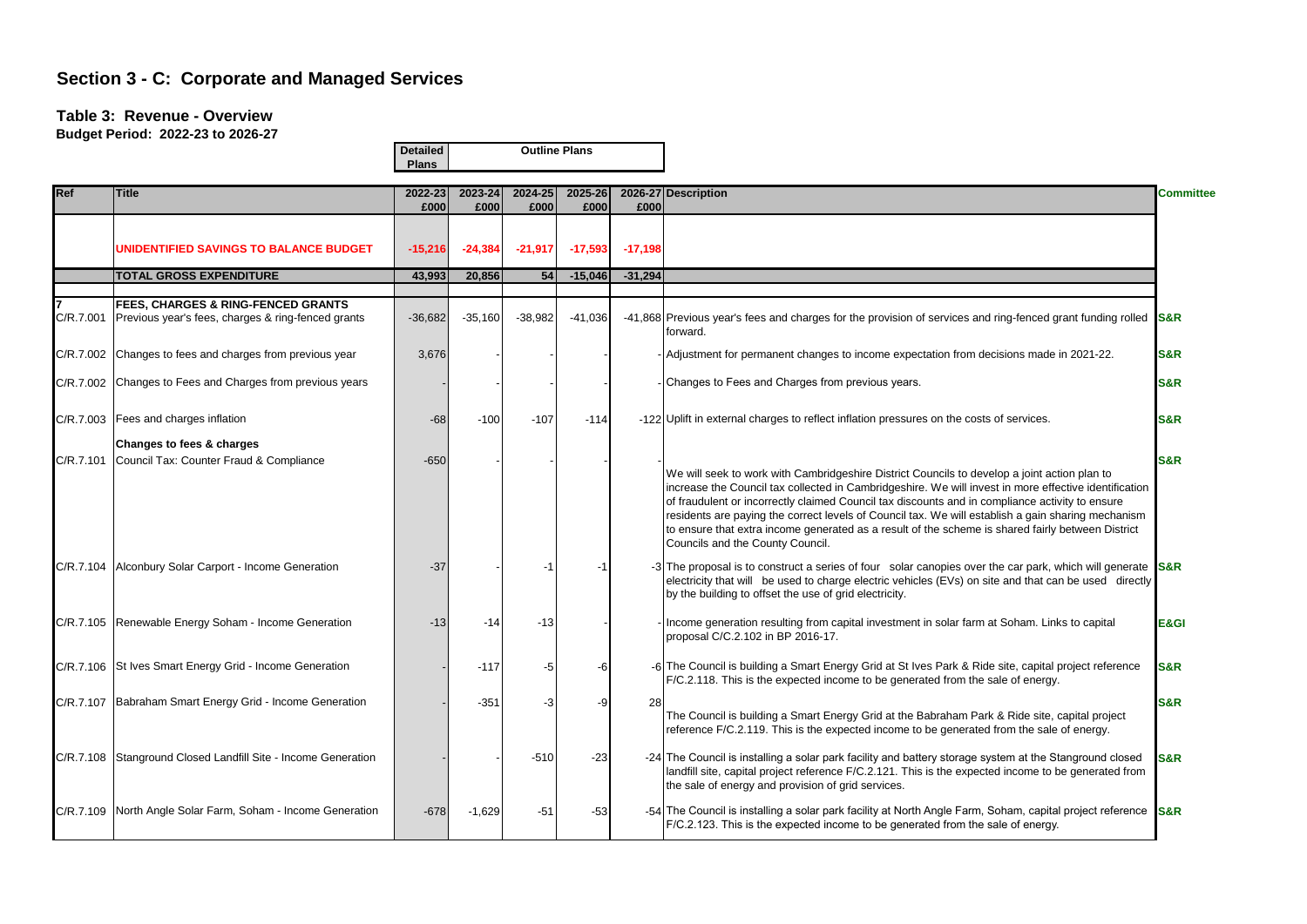# Section 3 - C: Corporate and Managed Services

### Table 3: Revenue - Overview

**Budget Period: 2022-23 to 2026-27**

| Ref | Title | 2022-23 £000 | 2023-24 £000 | 2024-25 £000 | 2025-26 £000 | 2026-27 £000 | Description | Committee |
|---|---|---|---|---|---|---|---|---|
| | | Detailed Plans | Outline Plans | | | | | |
| | **UNIDENTIFIED SAVINGS TO BALANCE BUDGET** | **-15,216** | **-24,384** | **-21,917** | **-17,593** | **-17,198** | | |
| | **TOTAL GROSS EXPENDITURE** | **43,993** | **20,856** | **54** | **-15,046** | **-31,294** | | |
| **7** | **FEES, CHARGES & RING-FENCED GRANTS** | | | | | | | |
| C/R.7.001 | Previous year's fees, charges & ring-fenced grants | -36,682 | -35,160 | -38,982 | -41,036 | -41,868 | Previous year's fees and charges for the provision of services and ring-fenced grant funding rolled forward. | S&R |
| C/R.7.002 | Changes to fees and charges from previous year | 3,676 | - | - | - | - | Adjustment for permanent changes to income expectation from decisions made in 2021-22. | S&R |
| C/R.7.002 | Changes to Fees and Charges from previous years | - | - | - | - | - | Changes to Fees and Charges from previous years. | S&R |
| C/R.7.003 | Fees and charges inflation | -68 | -100 | -107 | -114 | -122 | Uplift in external charges to reflect inflation pressures on the costs of services. | S&R |
| | **Changes to fees & charges** | | | | | | | |
| C/R.7.101 | Council Tax: Counter Fraud & Compliance | -650 | - | - | - | - | We will seek to work with Cambridgeshire District Councils to develop a joint action plan to increase the Council tax collected in Cambridgeshire. We will invest in more effective identification of fraudulent or incorrectly claimed Council tax discounts and in compliance activity to ensure residents are paying the correct levels of Council tax. We will establish a gain sharing mechanism to ensure that extra income generated as a result of the scheme is shared fairly between District Councils and the County Council. | S&R |
| C/R.7.104 | Alconbury Solar Carport - Income Generation | -37 | - | -1 | -1 | -3 | The proposal is to construct a series of four solar canopies over the car park, which will generate electricity that will be used to charge electric vehicles (EVs) on site and that can be used directly by the building to offset the use of grid electricity. | S&R |
| C/R.7.105 | Renewable Energy Soham - Income Generation | -13 | -14 | -13 | - | - | Income generation resulting from capital investment in solar farm at Soham. Links to capital proposal C/C.2.102 in BP 2016-17. | E&GI |
| C/R.7.106 | St Ives Smart Energy Grid - Income Generation | - | -117 | -5 | -6 | -6 | The Council is building a Smart Energy Grid at St Ives Park & Ride site, capital project reference F/C.2.118. This is the expected income to be generated from the sale of energy. | S&R |
| C/R.7.107 | Babraham Smart Energy Grid - Income Generation | - | -351 | -3 | -9 | 28 | The Council is building a Smart Energy Grid at the Babraham Park & Ride site, capital project reference F/C.2.119. This is the expected income to be generated from the sale of energy. | S&R |
| C/R.7.108 | Stanground Closed Landfill Site - Income Generation | - | - | -510 | -23 | -24 | The Council is installing a solar park facility and battery storage system at the Stanground closed landfill site, capital project reference F/C.2.121. This is the expected income to be generated from the sale of energy and provision of grid services. | S&R |
| C/R.7.109 | North Angle Solar Farm, Soham - Income Generation | -678 | -1,629 | -51 | -53 | -54 | The Council is installing a solar park facility at North Angle Farm, Soham, capital project reference F/C.2.123. This is the expected income to be generated from the sale of energy. | S&R |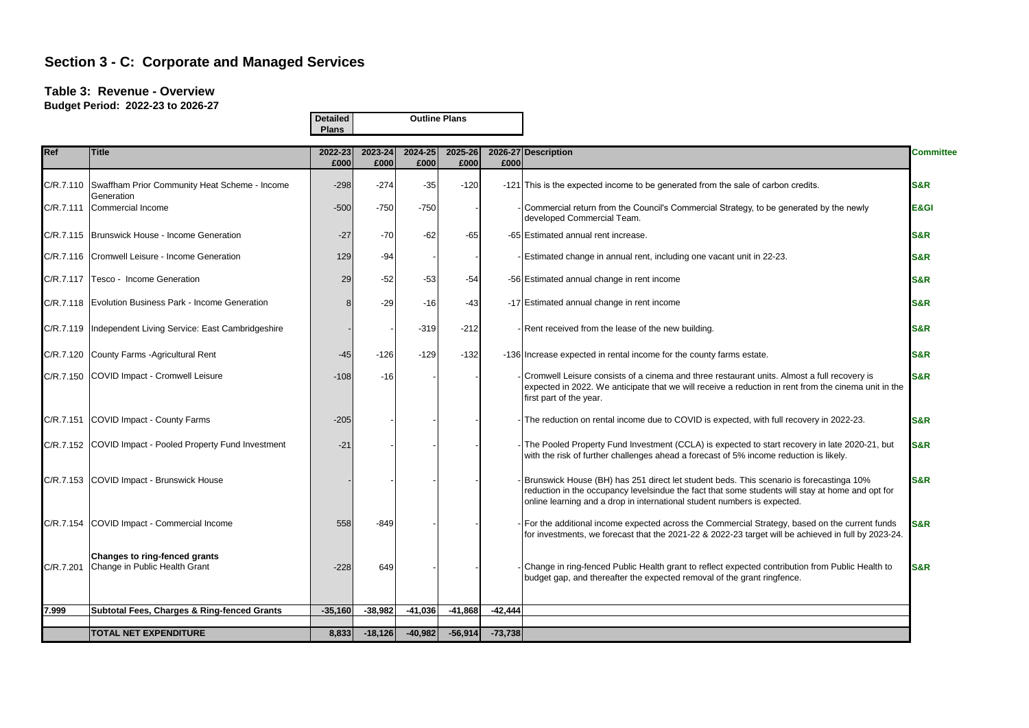# Section 3 - C: Corporate and Managed Services

## Table 3: Revenue - Overview

**Budget Period: 2022-23 to 2026-27**

| Ref | Title | Detailed Plans | Outline Plans | | | | Description | Committee |
|---|---|---|---|---|---|---|---|---|
| | | 2022-23 £000 | 2023-24 £000 | 2024-25 £000 | 2025-26 £000 | 2026-27 £000 | | |
| C/R.7.110 | Swaffham Prior Community Heat Scheme - Income Generation | -298 | -274 | -35 | -120 | -121 | This is the expected income to be generated from the sale of carbon credits. | S&R |
| C/R.7.111 | Commercial Income | -500 | -750 | -750 | - | - | Commercial return from the Council's Commercial Strategy, to be generated by the newly developed Commercial Team. | E&GI |
| C/R.7.115 | Brunswick House - Income Generation | -27 | -70 | -62 | -65 | -65 | Estimated annual rent increase. | S&R |
| C/R.7.116 | Cromwell Leisure - Income Generation | 129 | -94 | - | - | - | Estimated change in annual rent, including one vacant unit in 22-23. | S&R |
| C/R.7.117 | Tesco - Income Generation | 29 | -52 | -53 | -54 | -56 | Estimated annual change in rent income | S&R |
| C/R.7.118 | Evolution Business Park - Income Generation | 8 | -29 | -16 | -43 | -17 | Estimated annual change in rent income | S&R |
| C/R.7.119 | Independent Living Service: East Cambridgeshire | - | - | -319 | -212 | - | Rent received from the lease of the new building. | S&R |
| C/R.7.120 | County Farms -Agricultural Rent | -45 | -126 | -129 | -132 | -136 | Increase expected in rental income for the county farms estate. | S&R |
| C/R.7.150 | COVID Impact - Cromwell Leisure | -108 | -16 | - | - | - | Cromwell Leisure consists of a cinema and three restaurant units. Almost a full recovery is expected in 2022. We anticipate that we will receive a reduction in rent from the cinema unit in the first part of the year. | S&R |
| C/R.7.151 | COVID Impact - County Farms | -205 | - | - | - | - | The reduction on rental income due to COVID is expected, with full recovery in 2022-23. | S&R |
| C/R.7.152 | COVID Impact - Pooled Property Fund Investment | -21 | - | - | - | - | The Pooled Property Fund Investment (CCLA) is expected to start recovery in late 2020-21, but with the risk of further challenges ahead a forecast of 5% income reduction is likely. | S&R |
| C/R.7.153 | COVID Impact - Brunswick House | - | - | - | - | - | Brunswick House (BH) has 251 direct let student beds. This scenario is forecastinga 10% reduction in the occupancy levelsindue the fact that some students will stay at home and opt for online learning and a drop in international student numbers is expected. | S&R |
| C/R.7.154 | COVID Impact - Commercial Income | 558 | -849 | - | - | - | For the additional income expected across the Commercial Strategy, based on the current funds for investments, we forecast that the 2021-22 & 2022-23 target will be achieved in full by 2023-24. | S&R |
| | **Changes to ring-fenced grants** | | | | | | | |
| C/R.7.201 | Change in Public Health Grant | -228 | 649 | - | - | - | Change in ring-fenced Public Health grant to reflect expected contribution from Public Health to budget gap, and thereafter the expected removal of the grant ringfence. | S&R |
| **7.999** | **Subtotal Fees, Charges & Ring-fenced Grants** | **-35,160** | **-38,982** | **-41,036** | **-41,868** | **-42,444** | | |
| | **TOTAL NET EXPENDITURE** | **8,833** | **-18,126** | **-40,982** | **-56,914** | **-73,738** | | |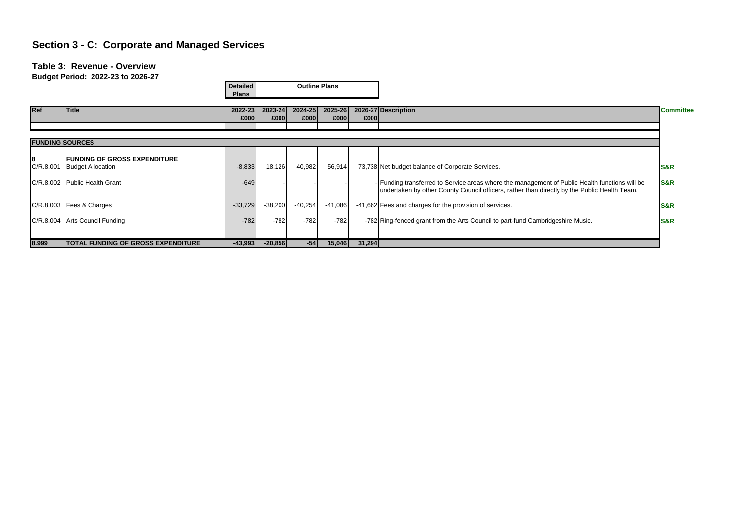# Section 3 - C: Corporate and Managed Services

## Table 3: Revenue - Overview

**Budget Period: 2022-23 to 2026-27**

| Ref | Title | 2022-23 £000 | 2023-24 £000 | 2024-25 £000 | 2025-26 £000 | 2026-27 £000 | Description | Committee |
|---|---|---|---|---|---|---|---|---|
| | | Detailed Plans | Outline Plans | | | | | |
| **FUNDING SOURCES** | | | | | | | | |
| **8** | **FUNDING OF GROSS EXPENDITURE** | | | | | | | |
| C/R.8.001 | Budget Allocation | -8,833 | 18,126 | 40,982 | 56,914 | 73,738 | Net budget balance of Corporate Services. | S&R |
| C/R.8.002 | Public Health Grant | -649 | - | - | - | - | Funding transferred to Service areas where the management of Public Health functions will be undertaken by other County Council officers, rather than directly by the Public Health Team. | S&R |
| C/R.8.003 | Fees & Charges | -33,729 | -38,200 | -40,254 | -41,086 | -41,662 | Fees and charges for the provision of services. | S&R |
| C/R.8.004 | Arts Council Funding | -782 | -782 | -782 | -782 | -782 | Ring-fenced grant from the Arts Council to part-fund Cambridgeshire Music. | S&R |
| **8.999** | **TOTAL FUNDING OF GROSS EXPENDITURE** | **-43,993** | **-20,856** | **-54** | **15,046** | **31,294** | | |